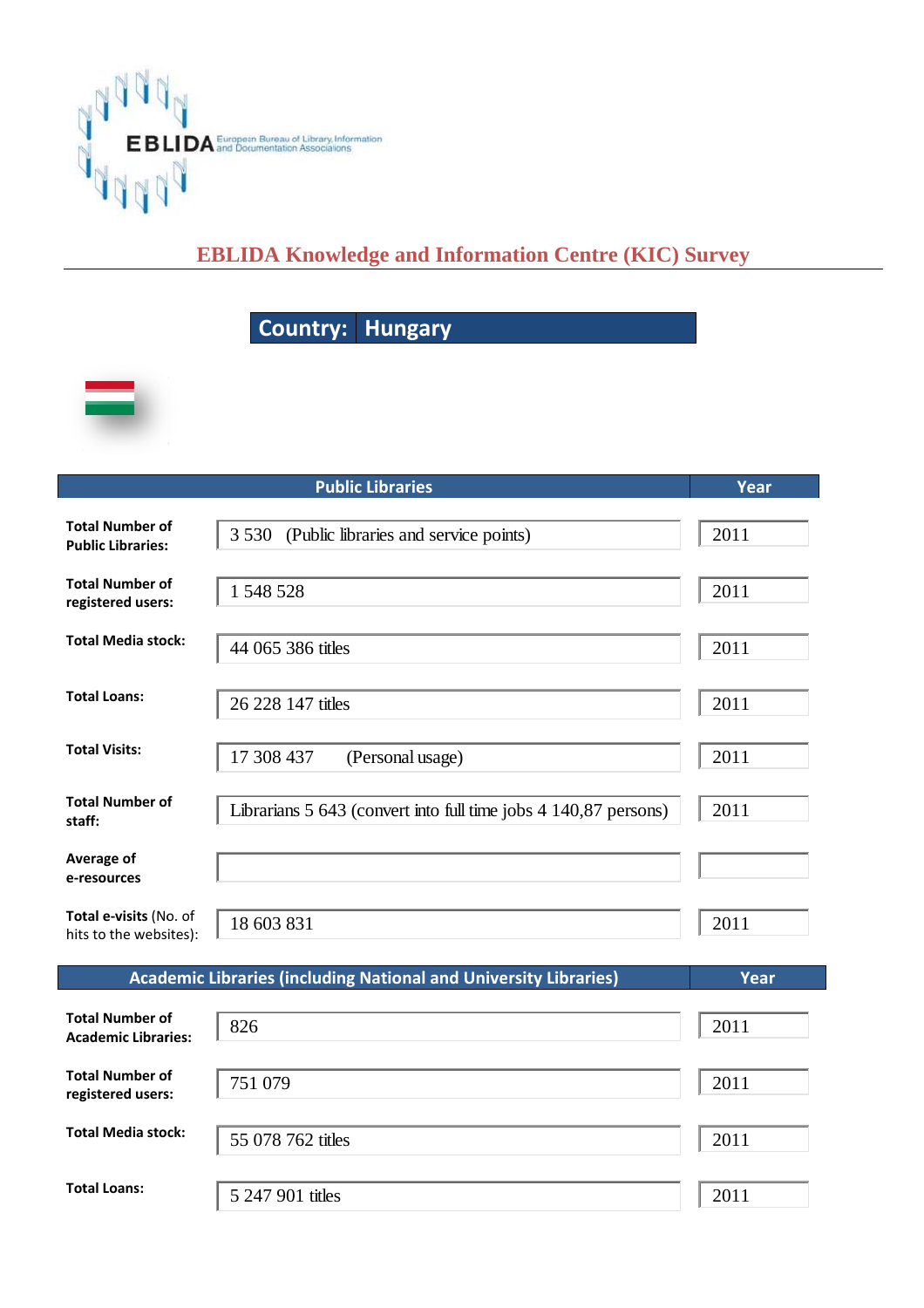EBLIDA European Bureau of Library, Information and Documentation Associations

# EBLIDA Knowledge and Information Centre (KIC) Survey

## Country: Hungary

| Public Libraries | | Year |
|---|---|---|
| **Total Number of Public Libraries:** | 3 530 (Public libraries and service points) | 2011 |
| **Total Number of registered users:** | 1 548 528 | 2011 |
| **Total Media stock:** | 44 065 386 titles | 2011 |
| **Total Loans:** | 26 228 147 titles | 2011 |
| **Total Visits:** | 17 308 437 (Personal usage) | 2011 |
| **Total Number of staff:** | Librarians 5 643 (convert into full time jobs 4 140,87 persons) | 2011 |
| **Average of e-resources** | | |
| **Total e-visits** (No. of hits to the websites): | 18 603 831 | 2011 |

| Academic Libraries (including National and University Libraries) | | Year |
|---|---|---|
| **Total Number of Academic Libraries:** | 826 | 2011 |
| **Total Number of registered users:** | 751 079 | 2011 |
| **Total Media stock:** | 55 078 762 titles | 2011 |
| **Total Loans:** | 5 247 901 titles | 2011 |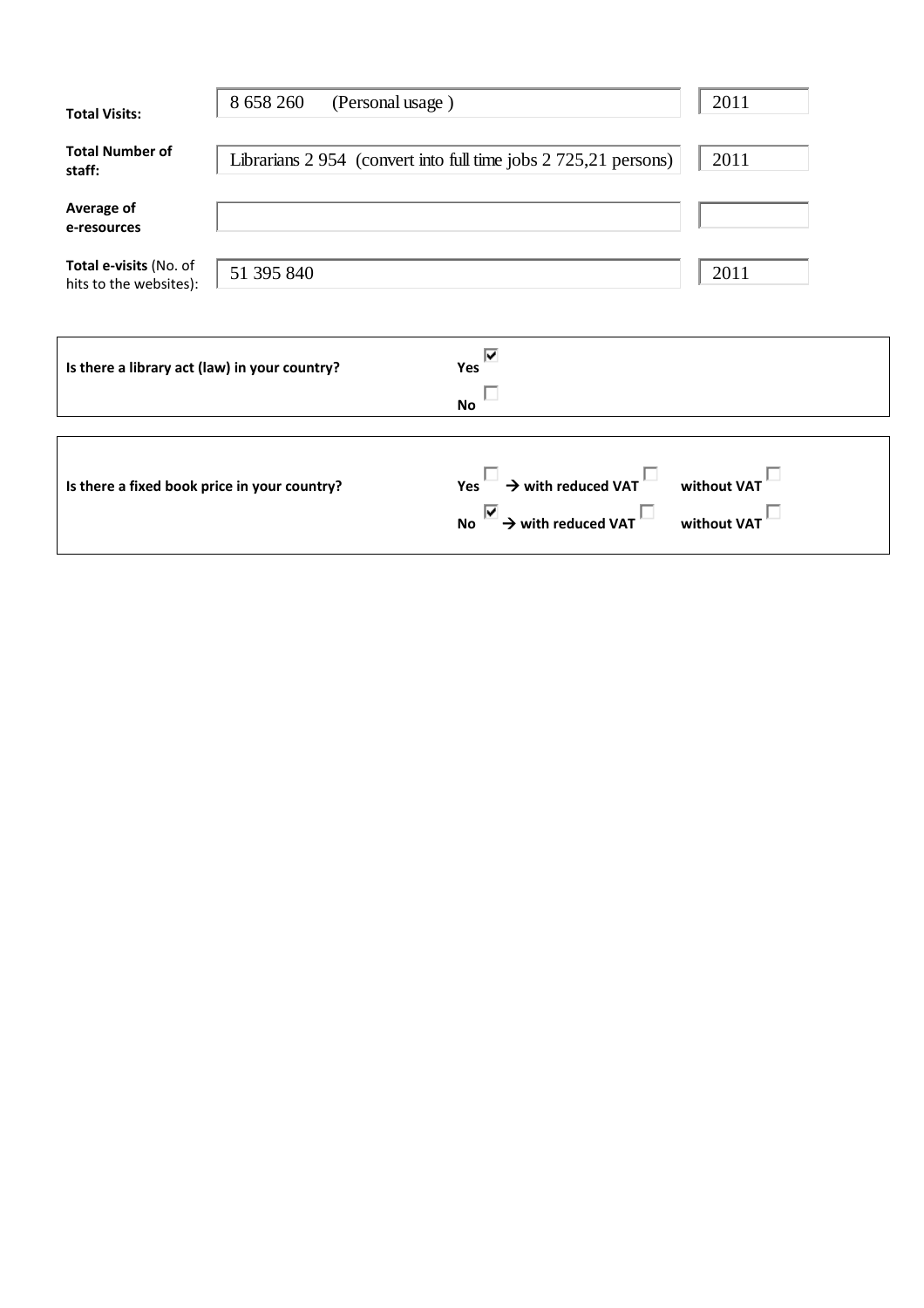| | | |
|---|---|---|
| **Total Visits:** | 8 658 260 (Personal usage ) | 2011 |
| **Total Number of staff:** | Librarians 2 954 (convert into full time jobs 2 725,21 persons) | 2011 |
| **Average of e-resources** | | |
| **Total e-visits** (No. of hits to the websites): | 51 395 840 | 2011 |

| | |
|---|---|
| **Is there a library act (law) in your country?** | **Yes** ☑ **No** ☐ |

| | | | |
|---|---|---|---|
| **Is there a fixed book price in your country?** | **Yes** ☐ | **→ with reduced VAT** ☐ | **without VAT** ☐ |
| | **No** ☑ | **→ with reduced VAT** ☐ | **without VAT** ☐ |